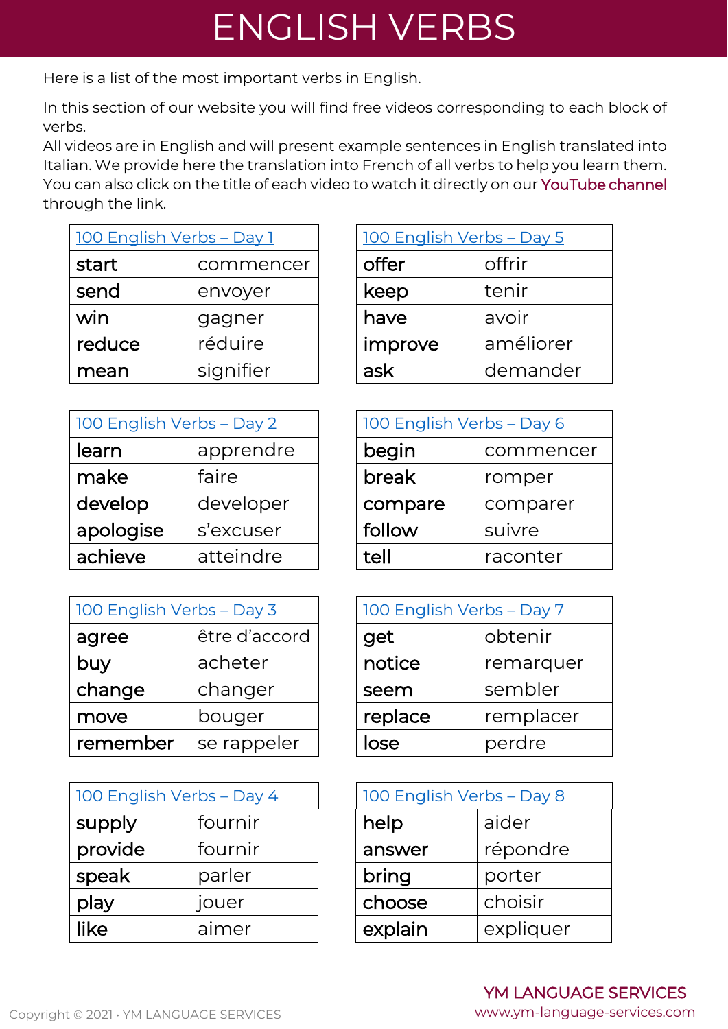# ENGLISH VERBS

Here is a list of the most important verbs in English.

In this section of our website you will find free videos corresponding to each block of verbs.
All videos are in English and will present example sentences in English translated into Italian. We provide here the translation into French of all verbs to help you learn them. You can also click on the title of each video to watch it directly on our YouTube channel through the link.

| 100 English Verbs – Day 1 | |
|---|---|
| **start** | commencer |
| **send** | envoyer |
| **win** | gagner |
| **reduce** | réduire |
| **mean** | signifier |

| 100 English Verbs – Day 2 | |
|---|---|
| **learn** | apprendre |
| **make** | faire |
| **develop** | developer |
| **apologise** | s'excuser |
| **achieve** | atteindre |

| 100 English Verbs – Day 3 | |
|---|---|
| **agree** | être d'accord |
| **buy** | acheter |
| **change** | changer |
| **move** | bouger |
| **remember** | se rappeler |

| 100 English Verbs – Day 4 | |
|---|---|
| **supply** | fournir |
| **provide** | fournir |
| **speak** | parler |
| **play** | jouer |
| **like** | aimer |

| 100 English Verbs – Day 5 | |
|---|---|
| **offer** | offrir |
| **keep** | tenir |
| **have** | avoir |
| **improve** | améliorer |
| **ask** | demander |

| 100 English Verbs – Day 6 | |
|---|---|
| **begin** | commencer |
| **break** | romper |
| **compare** | comparer |
| **follow** | suivre |
| **tell** | raconter |

| 100 English Verbs – Day 7 | |
|---|---|
| **get** | obtenir |
| **notice** | remarquer |
| **seem** | sembler |
| **replace** | remplacer |
| **lose** | perdre |

| 100 English Verbs – Day 8 | |
|---|---|
| **help** | aider |
| **answer** | répondre |
| **bring** | porter |
| **choose** | choisir |
| **explain** | expliquer |

Copyright © 2021 · YM LANGUAGE SERVICES

YM LANGUAGE SERVICES
www.ym-language-services.com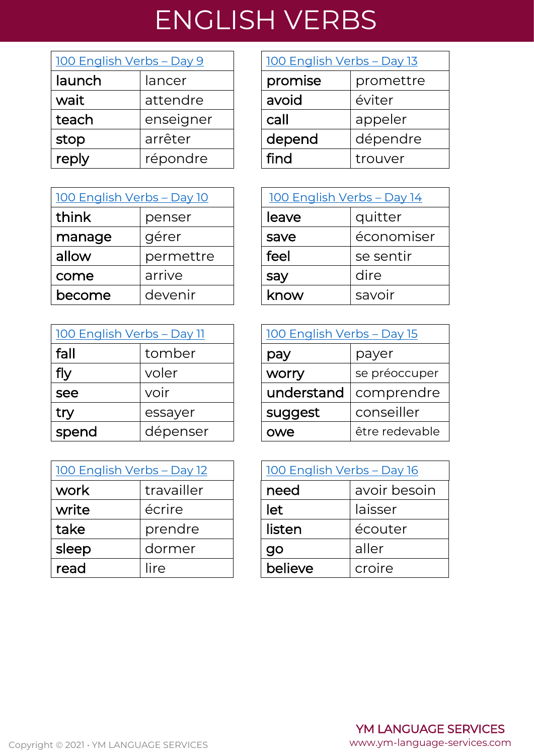# ENGLISH VERBS

| 100 English Verbs – Day 9 | |
|---|---|
| launch | lancer |
| wait | attendre |
| teach | enseigner |
| stop | arrêter |
| reply | répondre |

| 100 English Verbs – Day 10 | |
|---|---|
| think | penser |
| manage | gérer |
| allow | permettre |
| come | arrive |
| become | devenir |

| 100 English Verbs – Day 11 | |
|---|---|
| fall | tomber |
| fly | voler |
| see | voir |
| try | essayer |
| spend | dépenser |

| 100 English Verbs – Day 12 | |
|---|---|
| work | travailler |
| write | écrire |
| take | prendre |
| sleep | dormer |
| read | lire |

| 100 English Verbs – Day 13 | |
|---|---|
| promise | promettre |
| avoid | éviter |
| call | appeler |
| depend | dépendre |
| find | trouver |

| 100 English Verbs – Day 14 | |
|---|---|
| leave | quitter |
| save | économiser |
| feel | se sentir |
| say | dire |
| know | savoir |

| 100 English Verbs – Day 15 | |
|---|---|
| pay | payer |
| worry | se préoccuper |
| understand | comprendre |
| suggest | conseiller |
| owe | être redevable |

| 100 English Verbs – Day 16 | |
|---|---|
| need | avoir besoin |
| let | laisser |
| listen | écouter |
| go | aller |
| believe | croire |

Copyright © 2021 · YM LANGUAGE SERVICES

YM LANGUAGE SERVICES
www.ym-language-services.com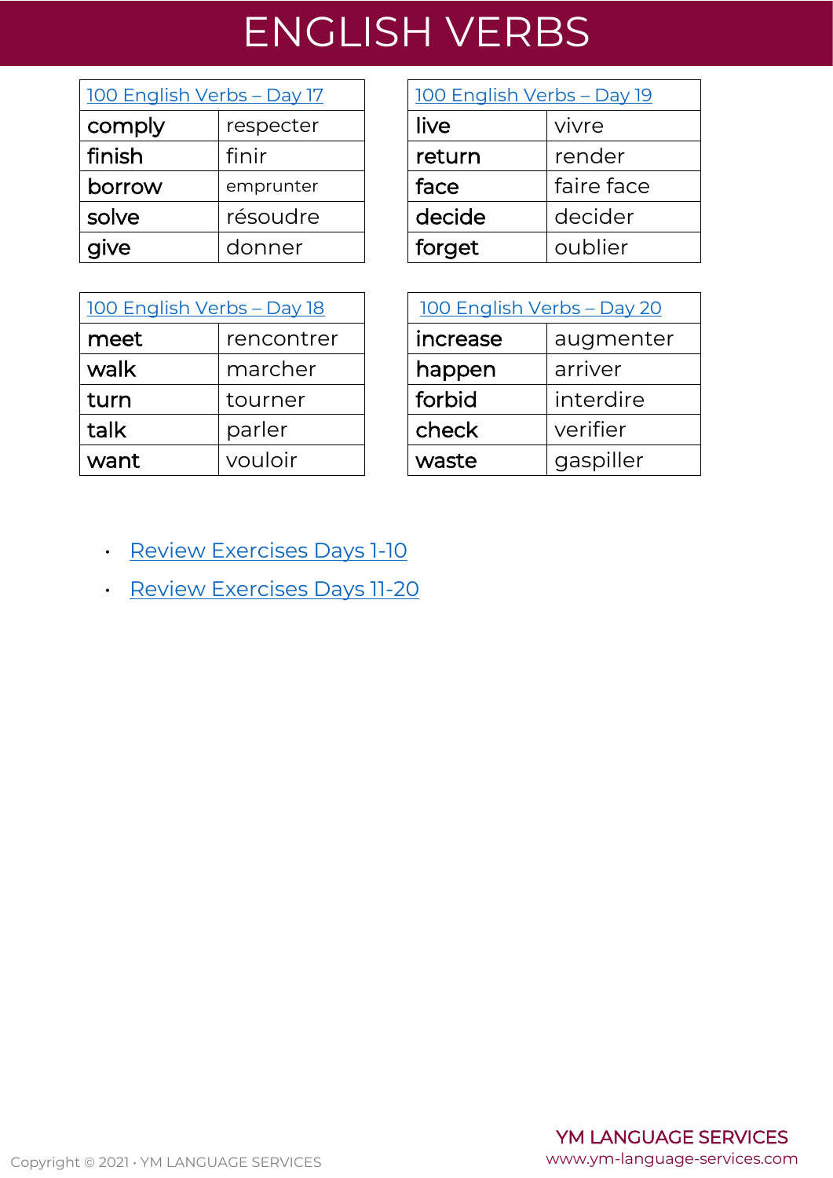# ENGLISH VERBS

| 100 English Verbs – Day 17 | |
|---|---|
| comply | respecter |
| finish | finir |
| borrow | emprunter |
| solve | résoudre |
| give | donner |

| 100 English Verbs – Day 19 | |
|---|---|
| live | vivre |
| return | render |
| face | faire face |
| decide | decider |
| forget | oublier |

| 100 English Verbs – Day 18 | |
|---|---|
| meet | rencontrer |
| walk | marcher |
| turn | tourner |
| talk | parler |
| want | vouloir |

| 100 English Verbs – Day 20 | |
|---|---|
| increase | augmenter |
| happen | arriver |
| forbid | interdire |
| check | verifier |
| waste | gaspiller |

- Review Exercises Days 1-10
- Review Exercises Days 11-20

YM LANGUAGE SERVICES
www.ym-language-services.com